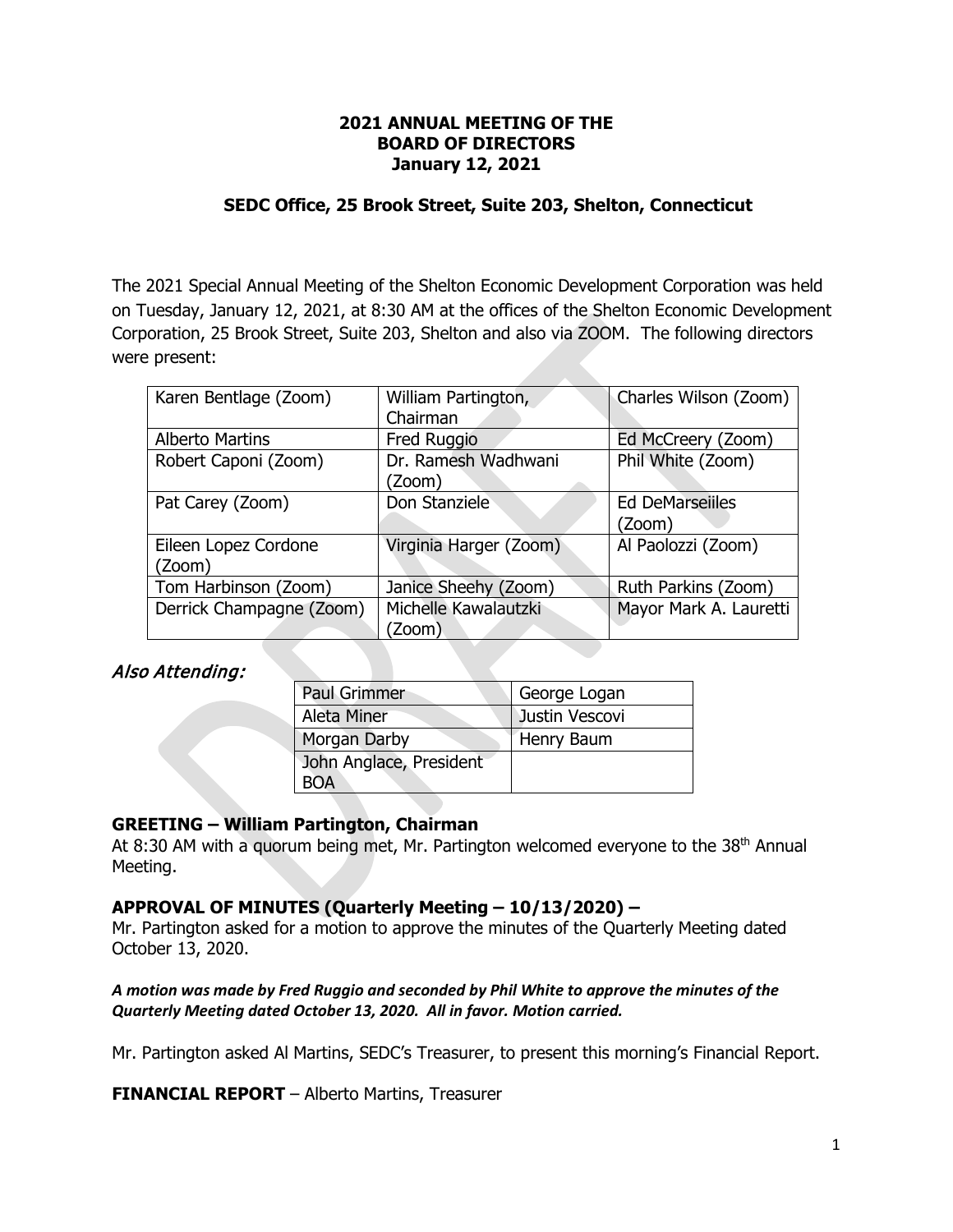# 2021 ANNUAL MEETING OF THE BOARD OF DIRECTORS
## January 12, 2021

### SEDC Office, 25 Brook Street, Suite 203, Shelton, Connecticut

The 2021 Special Annual Meeting of the Shelton Economic Development Corporation was held on Tuesday, January 12, 2021, at 8:30 AM at the offices of the Shelton Economic Development Corporation, 25 Brook Street, Suite 203, Shelton and also via ZOOM. The following directors were present:

| | | |
|---|---|---|
| Karen Bentlage (Zoom) | William Partington, Chairman | Charles Wilson (Zoom) |
| Alberto Martins | Fred Ruggio | Ed McCreery (Zoom) |
| Robert Caponi (Zoom) | Dr. Ramesh Wadhwani (Zoom) | Phil White (Zoom) |
| Pat Carey (Zoom) | Don Stanziele | Ed DeMarseiiles (Zoom) |
| Eileen Lopez Cordone (Zoom) | Virginia Harger (Zoom) | Al Paolozzi (Zoom) |
| Tom Harbinson (Zoom) | Janice Sheehy (Zoom) | Ruth Parkins (Zoom) |
| Derrick Champagne (Zoom) | Michelle Kawalautzki (Zoom) | Mayor Mark A. Lauretti |

### *Also Attending:*

| | |
|---|---|
| Paul Grimmer | George Logan |
| Aleta Miner | Justin Vescovi |
| Morgan Darby | Henry Baum |
| John Anglace, President BOA | |

**GREETING – William Partington, Chairman**

At 8:30 AM with a quorum being met, Mr. Partington welcomed everyone to the 38th Annual Meeting.

**APPROVAL OF MINUTES (Quarterly Meeting – 10/13/2020) –**

Mr. Partington asked for a motion to approve the minutes of the Quarterly Meeting dated October 13, 2020.

***A motion was made by Fred Ruggio and seconded by Phil White to approve the minutes of the Quarterly Meeting dated October 13, 2020. All in favor. Motion carried.***

Mr. Partington asked Al Martins, SEDC's Treasurer, to present this morning's Financial Report.

**FINANCIAL REPORT** – Alberto Martins, Treasurer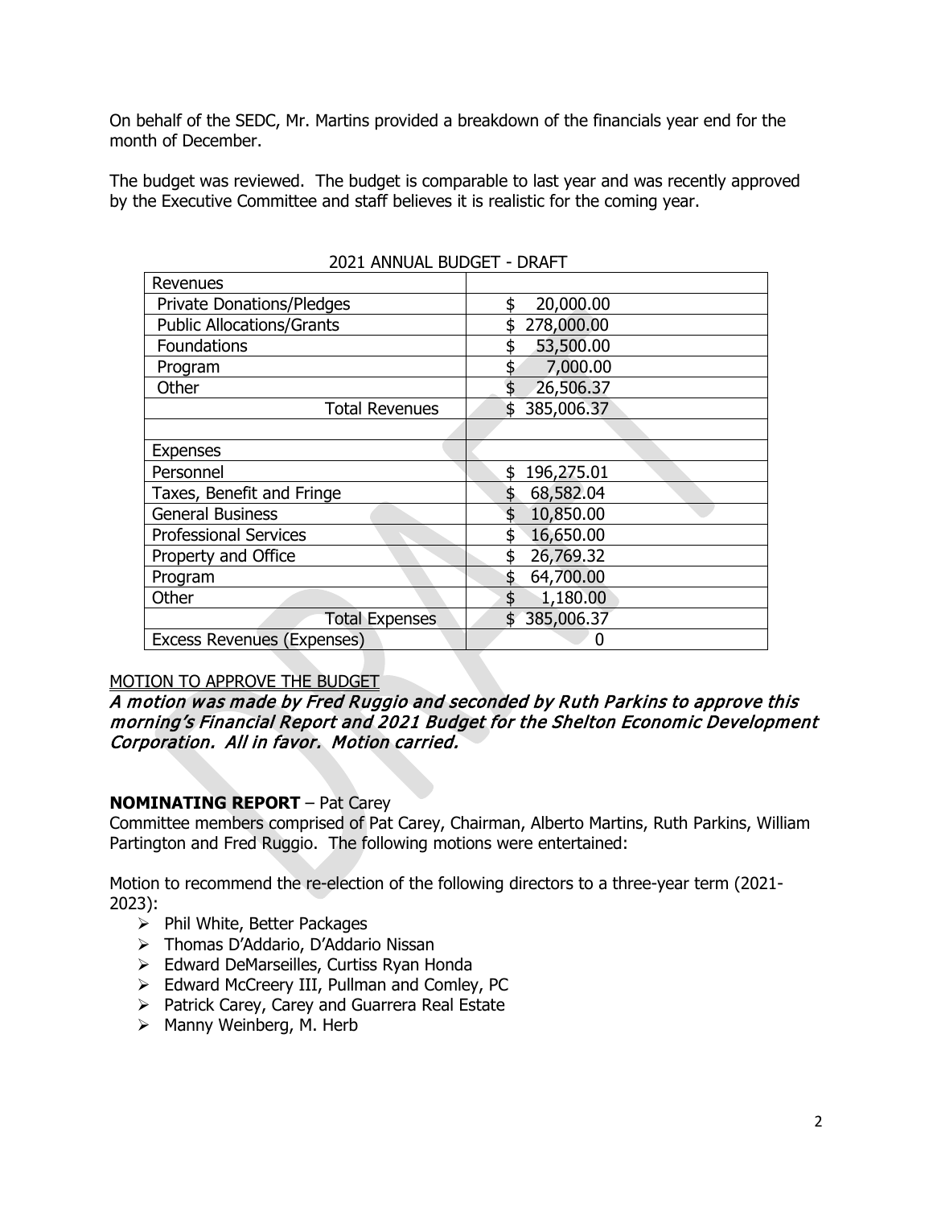On behalf of the SEDC, Mr. Martins provided a breakdown of the financials year end for the month of December.

The budget was reviewed. The budget is comparable to last year and was recently approved by the Executive Committee and staff believes it is realistic for the coming year.

2021 ANNUAL BUDGET - DRAFT

| Revenues | |
|---|---|
| Private Donations/Pledges | $ 20,000.00 |
| Public Allocations/Grants | $ 278,000.00 |
| Foundations | $ 53,500.00 |
| Program | $ 7,000.00 |
| Other | $ 26,506.37 |
| Total Revenues | $ 385,006.37 |
| | |
| Expenses | |
| Personnel | $ 196,275.01 |
| Taxes, Benefit and Fringe | $ 68,582.04 |
| General Business | $ 10,850.00 |
| Professional Services | $ 16,650.00 |
| Property and Office | $ 26,769.32 |
| Program | $ 64,700.00 |
| Other | $ 1,180.00 |
| Total Expenses | $ 385,006.37 |
| Excess Revenues (Expenses) | 0 |

MOTION TO APPROVE THE BUDGET

*A motion was made by Fred Ruggio and seconded by Ruth Parkins to approve this morning's Financial Report and 2021 Budget for the Shelton Economic Development Corporation. All in favor. Motion carried.*

**NOMINATING REPORT** – Pat Carey

Committee members comprised of Pat Carey, Chairman, Alberto Martins, Ruth Parkins, William Partington and Fred Ruggio. The following motions were entertained:

Motion to recommend the re-election of the following directors to a three-year term (2021-2023):

- Phil White, Better Packages
- Thomas D'Addario, D'Addario Nissan
- Edward DeMarseilles, Curtiss Ryan Honda
- Edward McCreery III, Pullman and Comley, PC
- Patrick Carey, Carey and Guarrera Real Estate
- Manny Weinberg, M. Herb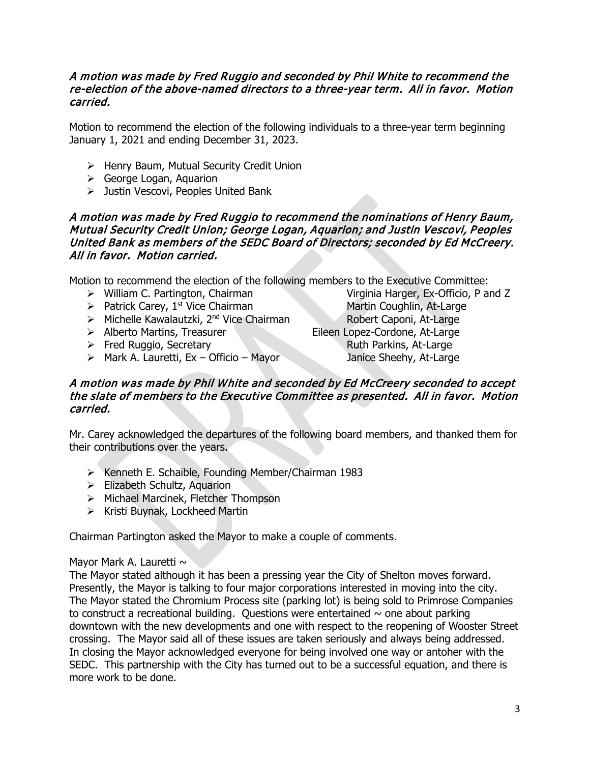***A motion was made by Fred Ruggio and seconded by Phil White to recommend the re-election of the above-named directors to a three-year term. All in favor. Motion carried.***

Motion to recommend the election of the following individuals to a three-year term beginning January 1, 2021 and ending December 31, 2023.

- Henry Baum, Mutual Security Credit Union
- George Logan, Aquarion
- Justin Vescovi, Peoples United Bank

***A motion was made by Fred Ruggio to recommend the nominations of Henry Baum, Mutual Security Credit Union; George Logan, Aquarion; and Justin Vescovi, Peoples United Bank as members of the SEDC Board of Directors; seconded by Ed McCreery. All in favor. Motion carried.***

Motion to recommend the election of the following members to the Executive Committee:

- William C. Partington, Chairman
- Patrick Carey, 1st Vice Chairman
- Michelle Kawalautzki, 2nd Vice Chairman
- Alberto Martins, Treasurer
- Fred Ruggio, Secretary
- Mark A. Lauretti, Ex – Officio – Mayor
- Virginia Harger, Ex-Officio, P and Z
- Martin Coughlin, At-Large
- Robert Caponi, At-Large
- Eileen Lopez-Cordone, At-Large
- Ruth Parkins, At-Large
- Janice Sheehy, At-Large

***A motion was made by Phil White and seconded by Ed McCreery seconded to accept the slate of members to the Executive Committee as presented. All in favor. Motion carried.***

Mr. Carey acknowledged the departures of the following board members, and thanked them for their contributions over the years.

- Kenneth E. Schaible, Founding Member/Chairman 1983
- Elizabeth Schultz, Aquarion
- Michael Marcinek, Fletcher Thompson
- Kristi Buynak, Lockheed Martin

Chairman Partington asked the Mayor to make a couple of comments.

Mayor Mark A. Lauretti ~

The Mayor stated although it has been a pressing year the City of Shelton moves forward. Presently, the Mayor is talking to four major corporations interested in moving into the city. The Mayor stated the Chromium Process site (parking lot) is being sold to Primrose Companies to construct a recreational building. Questions were entertained ~ one about parking downtown with the new developments and one with respect to the reopening of Wooster Street crossing. The Mayor said all of these issues are taken seriously and always being addressed. In closing the Mayor acknowledged everyone for being involved one way or antoher with the SEDC. This partnership with the City has turned out to be a successful equation, and there is more work to be done.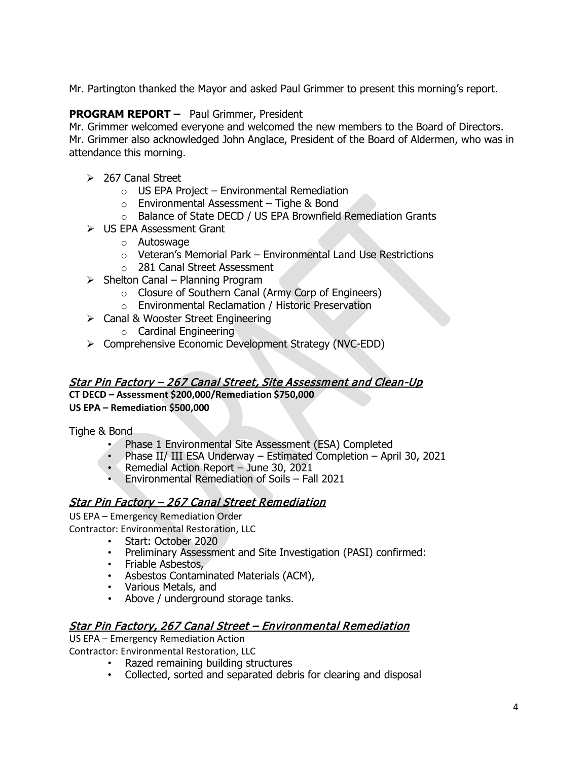Mr. Partington thanked the Mayor and asked Paul Grimmer to present this morning's report.

**PROGRAM REPORT –** Paul Grimmer, President

Mr. Grimmer welcomed everyone and welcomed the new members to the Board of Directors. Mr. Grimmer also acknowledged John Anglace, President of the Board of Aldermen, who was in attendance this morning.

- 267 Canal Street
  - US EPA Project – Environmental Remediation
  - Environmental Assessment – Tighe & Bond
  - Balance of State DECD / US EPA Brownfield Remediation Grants
- US EPA Assessment Grant
  - Autoswage
  - Veteran's Memorial Park – Environmental Land Use Restrictions
  - 281 Canal Street Assessment
- Shelton Canal – Planning Program
  - Closure of Southern Canal (Army Corp of Engineers)
  - Environmental Reclamation / Historic Preservation
- Canal & Wooster Street Engineering
  - Cardinal Engineering
- Comprehensive Economic Development Strategy (NVC-EDD)

## *Star Pin Factory – 267 Canal Street, Site Assessment and Clean-Up*

**CT DECD – Assessment $200,000/Remediation $750,000**
**US EPA – Remediation $500,000**

Tighe & Bond

- Phase 1 Environmental Site Assessment (ESA) Completed
- Phase II/ III ESA Underway – Estimated Completion – April 30, 2021
- Remedial Action Report – June 30, 2021
- Environmental Remediation of Soils – Fall 2021

## *Star Pin Factory – 267 Canal Street Remediation*

US EPA – Emergency Remediation Order
Contractor: Environmental Restoration, LLC

- Start: October 2020
- Preliminary Assessment and Site Investigation (PASI) confirmed:
- Friable Asbestos,
- Asbestos Contaminated Materials (ACM),
- Various Metals, and
- Above / underground storage tanks.

## *Star Pin Factory, 267 Canal Street – Environmental Remediation*

US EPA – Emergency Remediation Action
Contractor: Environmental Restoration, LLC

- Razed remaining building structures
- Collected, sorted and separated debris for clearing and disposal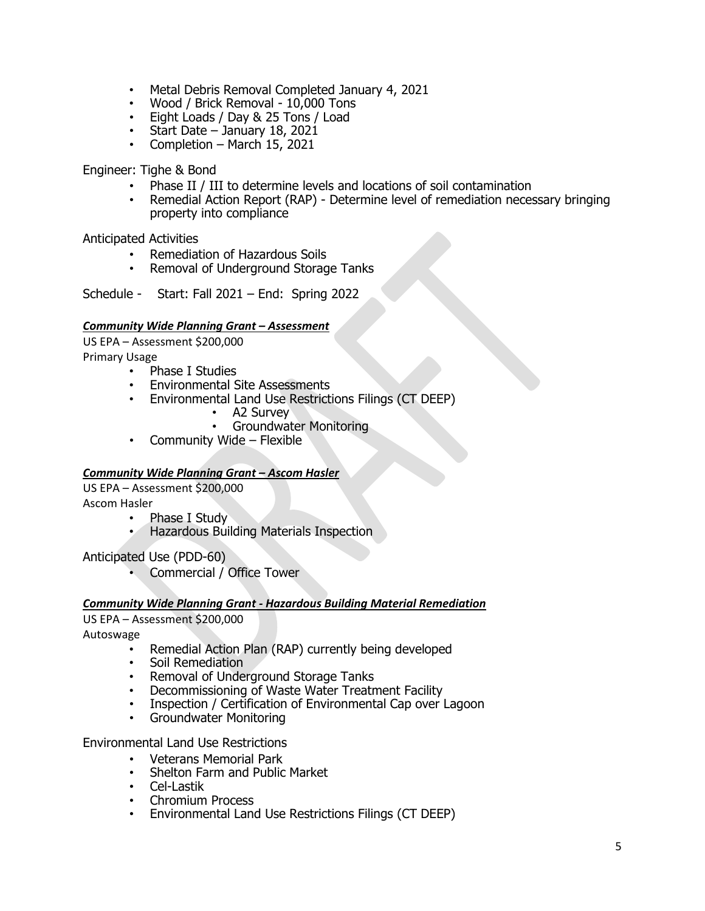- Metal Debris Removal Completed January 4, 2021
- Wood / Brick Removal - 10,000 Tons
- Eight Loads / Day & 25 Tons / Load
- Start Date – January 18, 2021
- Completion – March 15, 2021

Engineer: Tighe & Bond

- Phase II / III to determine levels and locations of soil contamination
- Remedial Action Report (RAP) - Determine level of remediation necessary bringing property into compliance

Anticipated Activities

- Remediation of Hazardous Soils
- Removal of Underground Storage Tanks

Schedule - Start: Fall 2021 – End: Spring 2022

***Community Wide Planning Grant – Assessment***

US EPA – Assessment $200,000

Primary Usage

- Phase I Studies
- Environmental Site Assessments
- Environmental Land Use Restrictions Filings (CT DEEP)
  - A2 Survey
  - Groundwater Monitoring
- Community Wide – Flexible

***Community Wide Planning Grant – Ascom Hasler***

US EPA – Assessment $200,000

Ascom Hasler

- Phase I Study
- Hazardous Building Materials Inspection

Anticipated Use (PDD-60)

- Commercial / Office Tower

***Community Wide Planning Grant - Hazardous Building Material Remediation***

US EPA – Assessment $200,000

Autoswage

- Remedial Action Plan (RAP) currently being developed
- Soil Remediation
- Removal of Underground Storage Tanks
- Decommissioning of Waste Water Treatment Facility
- Inspection / Certification of Environmental Cap over Lagoon
- Groundwater Monitoring

Environmental Land Use Restrictions

- Veterans Memorial Park
- Shelton Farm and Public Market
- Cel-Lastik
- Chromium Process
- Environmental Land Use Restrictions Filings (CT DEEP)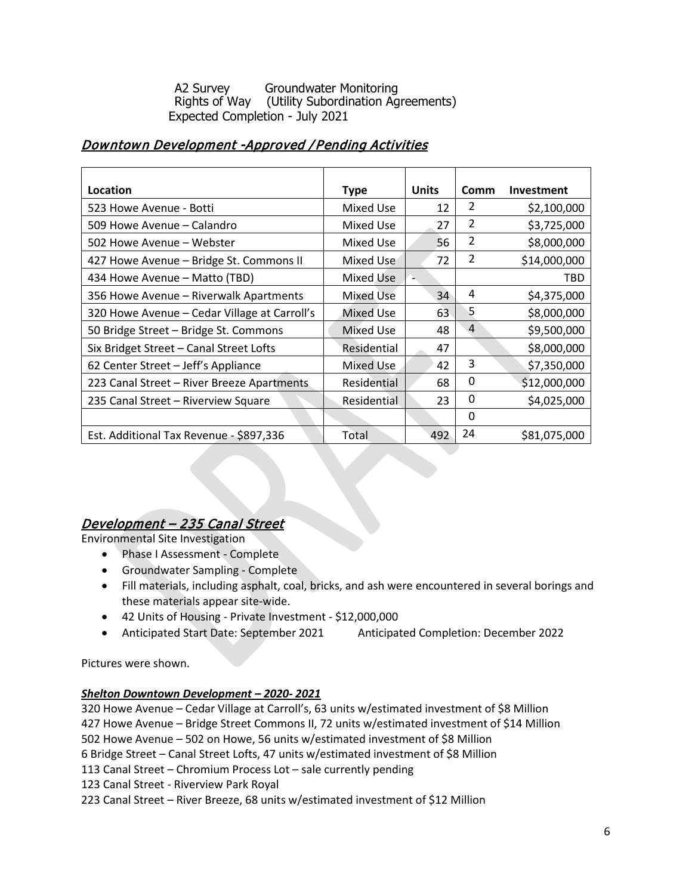A2 Survey Groundwater Monitoring
Rights of Way (Utility Subordination Agreements)
Expected Completion - July 2021

## *Downtown Development -Approved / Pending Activities*

| Location | Type | Units | Comm | Investment |
|---|---|---|---|---|
| 523 Howe Avenue - Botti | Mixed Use | 12 | 2 | $2,100,000 |
| 509 Howe Avenue – Calandro | Mixed Use | 27 | 2 | $3,725,000 |
| 502 Howe Avenue – Webster | Mixed Use | 56 | 2 | $8,000,000 |
| 427 Howe Avenue – Bridge St. Commons II | Mixed Use | 72 | 2 | $14,000,000 |
| 434 Howe Avenue – Matto (TBD) | Mixed Use | - | | TBD |
| 356 Howe Avenue – Riverwalk Apartments | Mixed Use | 34 | 4 | $4,375,000 |
| 320 Howe Avenue – Cedar Village at Carroll's | Mixed Use | 63 | 5 | $8,000,000 |
| 50 Bridge Street – Bridge St. Commons | Mixed Use | 48 | 4 | $9,500,000 |
| Six Bridget Street – Canal Street Lofts | Residential | 47 | | $8,000,000 |
| 62 Center Street – Jeff's Appliance | Mixed Use | 42 | 3 | $7,350,000 |
| 223 Canal Street – River Breeze Apartments | Residential | 68 | 0 | $12,000,000 |
| 235 Canal Street – Riverview Square | Residential | 23 | 0 | $4,025,000 |
| | | | 0 | |
| Est. Additional Tax Revenue - $897,336 | Total | 492 | 24 | $81,075,000 |

## *Development – 235 Canal Street*

Environmental Site Investigation

- Phase I Assessment - Complete
- Groundwater Sampling - Complete
- Fill materials, including asphalt, coal, bricks, and ash were encountered in several borings and these materials appear site-wide.
- 42 Units of Housing - Private Investment - $12,000,000
- Anticipated Start Date: September 2021 Anticipated Completion: December 2022

Pictures were shown.

***Shelton Downtown Development – 2020- 2021***

320 Howe Avenue – Cedar Village at Carroll's, 63 units w/estimated investment of $8 Million
427 Howe Avenue – Bridge Street Commons II, 72 units w/estimated investment of $14 Million
502 Howe Avenue – 502 on Howe, 56 units w/estimated investment of $8 Million
6 Bridge Street – Canal Street Lofts, 47 units w/estimated investment of $8 Million
113 Canal Street – Chromium Process Lot – sale currently pending
123 Canal Street - Riverview Park Royal
223 Canal Street – River Breeze, 68 units w/estimated investment of $12 Million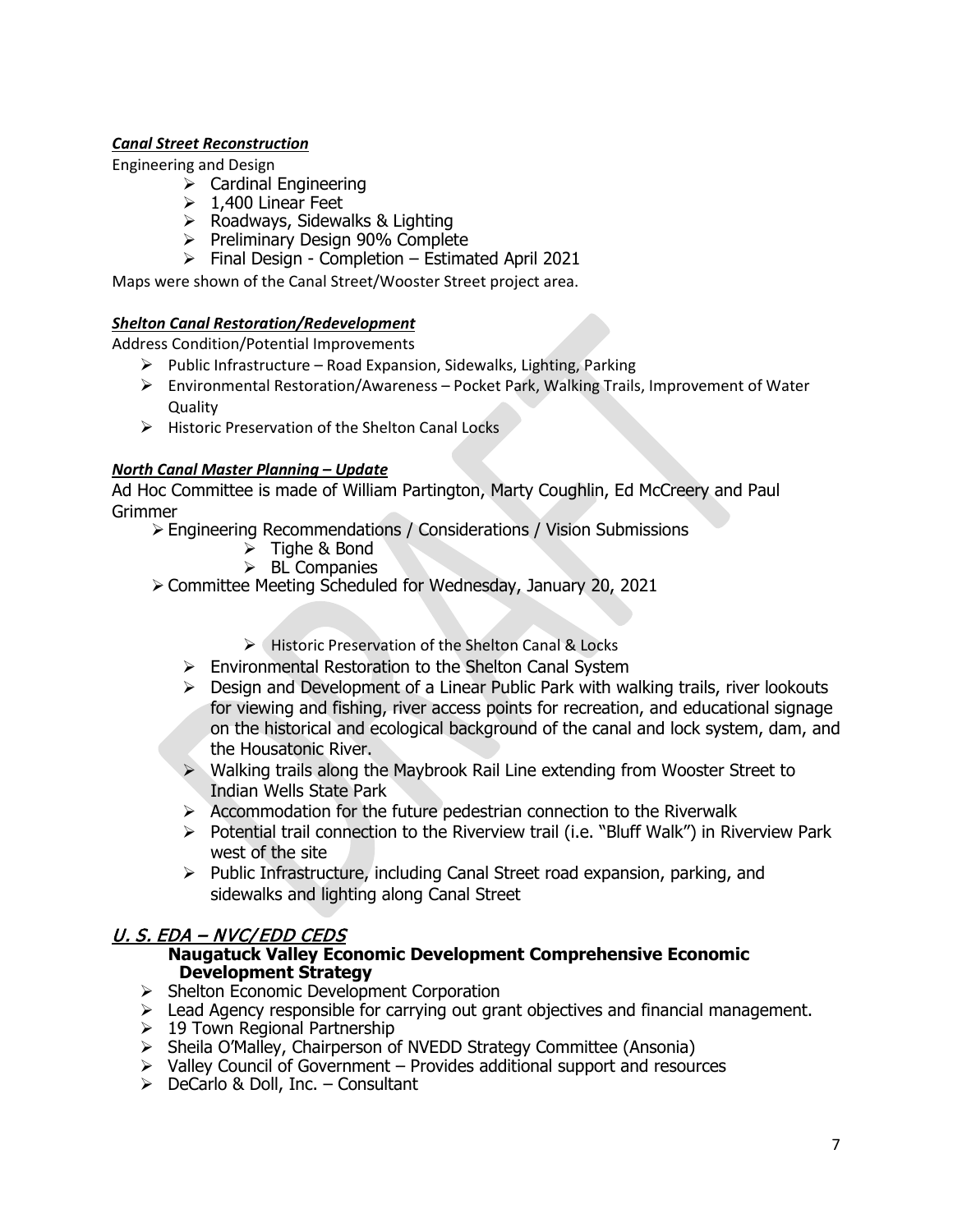***Canal Street Reconstruction***

Engineering and Design

- Cardinal Engineering
- 1,400 Linear Feet
- Roadways, Sidewalks & Lighting
- Preliminary Design 90% Complete
- Final Design - Completion – Estimated April 2021

Maps were shown of the Canal Street/Wooster Street project area.

***Shelton Canal Restoration/Redevelopment***

Address Condition/Potential Improvements

- Public Infrastructure – Road Expansion, Sidewalks, Lighting, Parking
- Environmental Restoration/Awareness – Pocket Park, Walking Trails, Improvement of Water Quality
- Historic Preservation of the Shelton Canal Locks

***North Canal Master Planning – Update***

Ad Hoc Committee is made of William Partington, Marty Coughlin, Ed McCreery and Paul Grimmer

- Engineering Recommendations / Considerations / Vision Submissions
  - Tighe & Bond
  - BL Companies
- Committee Meeting Scheduled for Wednesday, January 20, 2021

    - Historic Preservation of the Shelton Canal & Locks
  - Environmental Restoration to the Shelton Canal System
  - Design and Development of a Linear Public Park with walking trails, river lookouts for viewing and fishing, river access points for recreation, and educational signage on the historical and ecological background of the canal and lock system, dam, and the Housatonic River.
  - Walking trails along the Maybrook Rail Line extending from Wooster Street to Indian Wells State Park
  - Accommodation for the future pedestrian connection to the Riverwalk
  - Potential trail connection to the Riverview trail (i.e. "Bluff Walk") in Riverview Park west of the site
  - Public Infrastructure, including Canal Street road expansion, parking, and sidewalks and lighting along Canal Street

## *U. S. EDA – NVC/EDD CEDS*

**Naugatuck Valley Economic Development Comprehensive Economic Development Strategy**

- Shelton Economic Development Corporation
- Lead Agency responsible for carrying out grant objectives and financial management.
- 19 Town Regional Partnership
- Sheila O'Malley, Chairperson of NVEDD Strategy Committee (Ansonia)
- Valley Council of Government – Provides additional support and resources
- DeCarlo & Doll, Inc. – Consultant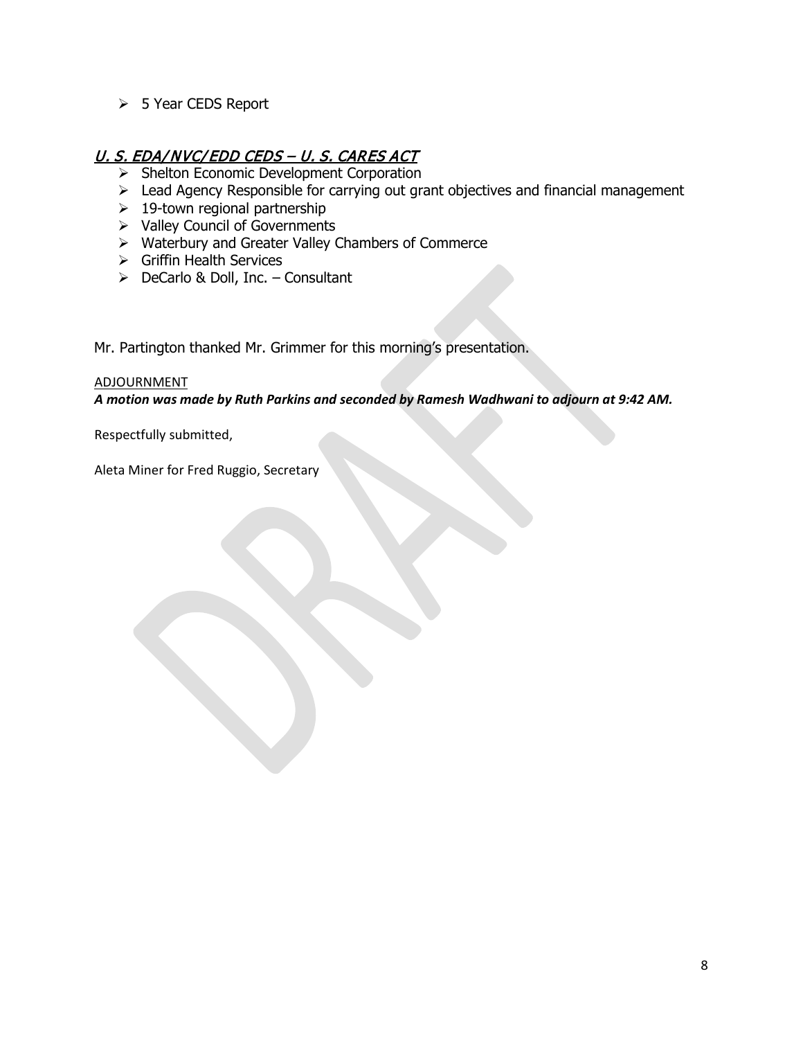- 5 Year CEDS Report

## *U. S. EDA/NVC/EDD CEDS – U. S. CARES ACT*

- Shelton Economic Development Corporation
- Lead Agency Responsible for carrying out grant objectives and financial management
- 19-town regional partnership
- Valley Council of Governments
- Waterbury and Greater Valley Chambers of Commerce
- Griffin Health Services
- DeCarlo & Doll, Inc. – Consultant

Mr. Partington thanked Mr. Grimmer for this morning's presentation.

ADJOURNMENT

***A motion was made by Ruth Parkins and seconded by Ramesh Wadhwani to adjourn at 9:42 AM.***

Respectfully submitted,

Aleta Miner for Fred Ruggio, Secretary